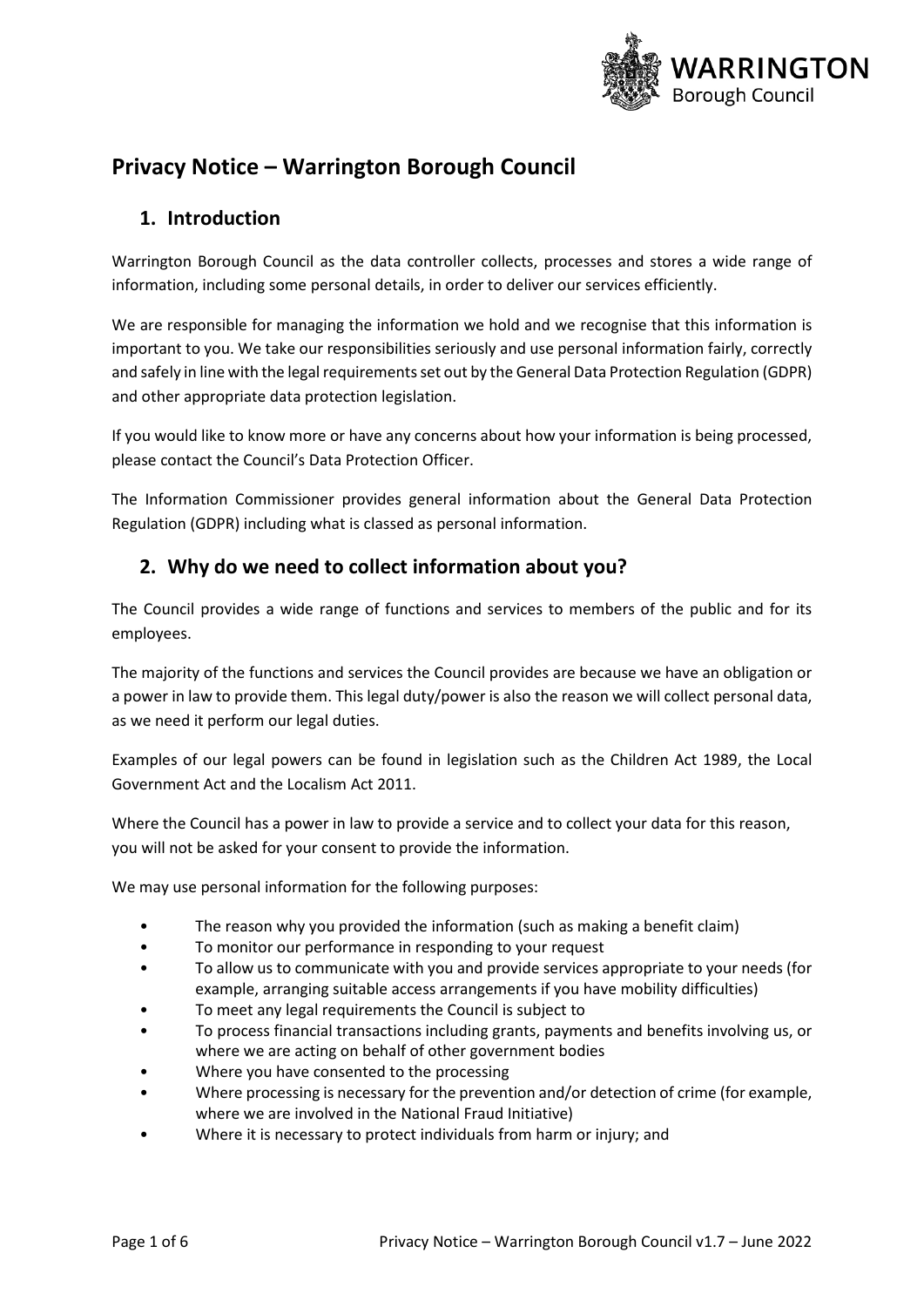# Privacy Notice – Warrington Borough Council

## 1. Introduction

Warrington Borough Council as the data controller collects, processes and stores a wide range of information, including some personal details, in order to deliver our services efficiently.

We are responsible for managing the information we hold and we recognise that this information is important to you. We take our responsibilities seriously and use personal information fairly, correctly and safely in line with the legal requirements set out by the General Data Protection Regulation (GDPR) and other appropriate data protection legislation.

If you would like to know more or have any concerns about how your information is being processed, please contact the Council's Data Protection Officer.

The Information Commissioner provides general information about the General Data Protection Regulation (GDPR) including what is classed as personal information.

## 2. Why do we need to collect information about you?

The Council provides a wide range of functions and services to members of the public and for its employees.

The majority of the functions and services the Council provides are because we have an obligation or a power in law to provide them. This legal duty/power is also the reason we will collect personal data, as we need it perform our legal duties.

Examples of our legal powers can be found in legislation such as the Children Act 1989, the Local Government Act and the Localism Act 2011.

Where the Council has a power in law to provide a service and to collect your data for this reason, you will not be asked for your consent to provide the information.

We may use personal information for the following purposes:

- The reason why you provided the information (such as making a benefit claim)
- To monitor our performance in responding to your request
- To allow us to communicate with you and provide services appropriate to your needs (for example, arranging suitable access arrangements if you have mobility difficulties)
- To meet any legal requirements the Council is subject to
- To process financial transactions including grants, payments and benefits involving us, or where we are acting on behalf of other government bodies
- Where you have consented to the processing
- Where processing is necessary for the prevention and/or detection of crime (for example, where we are involved in the National Fraud Initiative)
- Where it is necessary to protect individuals from harm or injury; and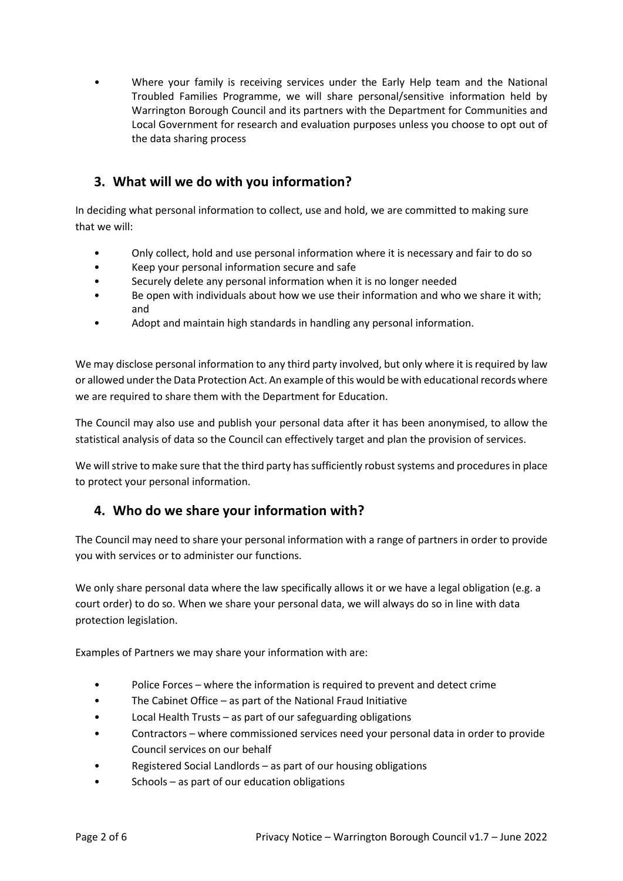- Where your family is receiving services under the Early Help team and the National Troubled Families Programme, we will share personal/sensitive information held by Warrington Borough Council and its partners with the Department for Communities and Local Government for research and evaluation purposes unless you choose to opt out of the data sharing process

## 3. What will we do with you information?

In deciding what personal information to collect, use and hold, we are committed to making sure that we will:

- Only collect, hold and use personal information where it is necessary and fair to do so
- Keep your personal information secure and safe
- Securely delete any personal information when it is no longer needed
- Be open with individuals about how we use their information and who we share it with; and
- Adopt and maintain high standards in handling any personal information.

We may disclose personal information to any third party involved, but only where it is required by law or allowed under the Data Protection Act. An example of this would be with educational records where we are required to share them with the Department for Education.

The Council may also use and publish your personal data after it has been anonymised, to allow the statistical analysis of data so the Council can effectively target and plan the provision of services.

We will strive to make sure that the third party has sufficiently robust systems and procedures in place to protect your personal information.

## 4. Who do we share your information with?

The Council may need to share your personal information with a range of partners in order to provide you with services or to administer our functions.

We only share personal data where the law specifically allows it or we have a legal obligation (e.g. a court order) to do so. When we share your personal data, we will always do so in line with data protection legislation.

Examples of Partners we may share your information with are:

- Police Forces – where the information is required to prevent and detect crime
- The Cabinet Office – as part of the National Fraud Initiative
- Local Health Trusts – as part of our safeguarding obligations
- Contractors – where commissioned services need your personal data in order to provide Council services on our behalf
- Registered Social Landlords – as part of our housing obligations
- Schools – as part of our education obligations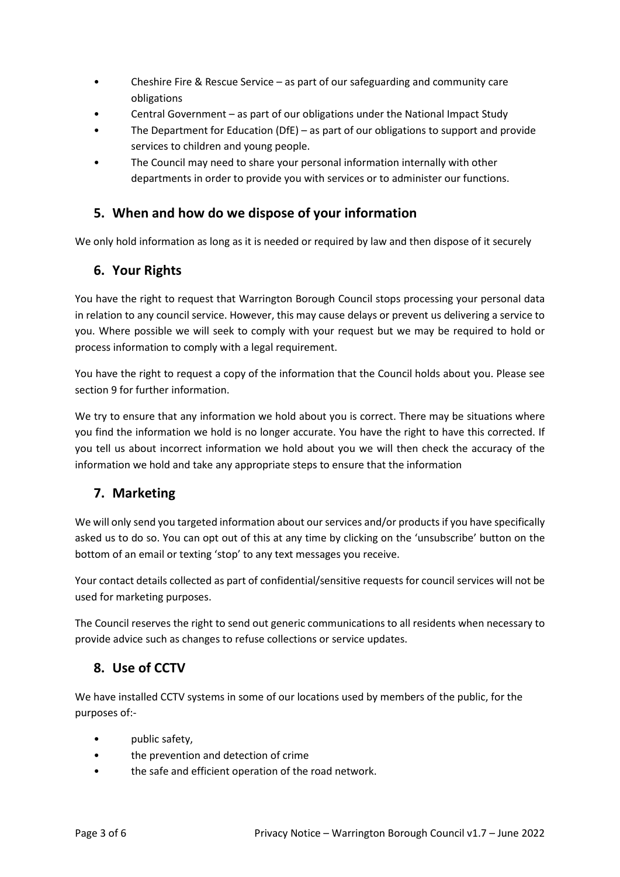- Cheshire Fire & Rescue Service – as part of our safeguarding and community care obligations
- Central Government – as part of our obligations under the National Impact Study
- The Department for Education (DfE) – as part of our obligations to support and provide services to children and young people.
- The Council may need to share your personal information internally with other departments in order to provide you with services or to administer our functions.

## 5. When and how do we dispose of your information

We only hold information as long as it is needed or required by law and then dispose of it securely

## 6. Your Rights

You have the right to request that Warrington Borough Council stops processing your personal data in relation to any council service. However, this may cause delays or prevent us delivering a service to you. Where possible we will seek to comply with your request but we may be required to hold or process information to comply with a legal requirement.

You have the right to request a copy of the information that the Council holds about you. Please see section 9 for further information.

We try to ensure that any information we hold about you is correct. There may be situations where you find the information we hold is no longer accurate. You have the right to have this corrected. If you tell us about incorrect information we hold about you we will then check the accuracy of the information we hold and take any appropriate steps to ensure that the information

## 7. Marketing

We will only send you targeted information about our services and/or products if you have specifically asked us to do so. You can opt out of this at any time by clicking on the 'unsubscribe' button on the bottom of an email or texting 'stop' to any text messages you receive.

Your contact details collected as part of confidential/sensitive requests for council services will not be used for marketing purposes.

The Council reserves the right to send out generic communications to all residents when necessary to provide advice such as changes to refuse collections or service updates.

## 8. Use of CCTV

We have installed CCTV systems in some of our locations used by members of the public, for the purposes of:-

- public safety,
- the prevention and detection of crime
- the safe and efficient operation of the road network.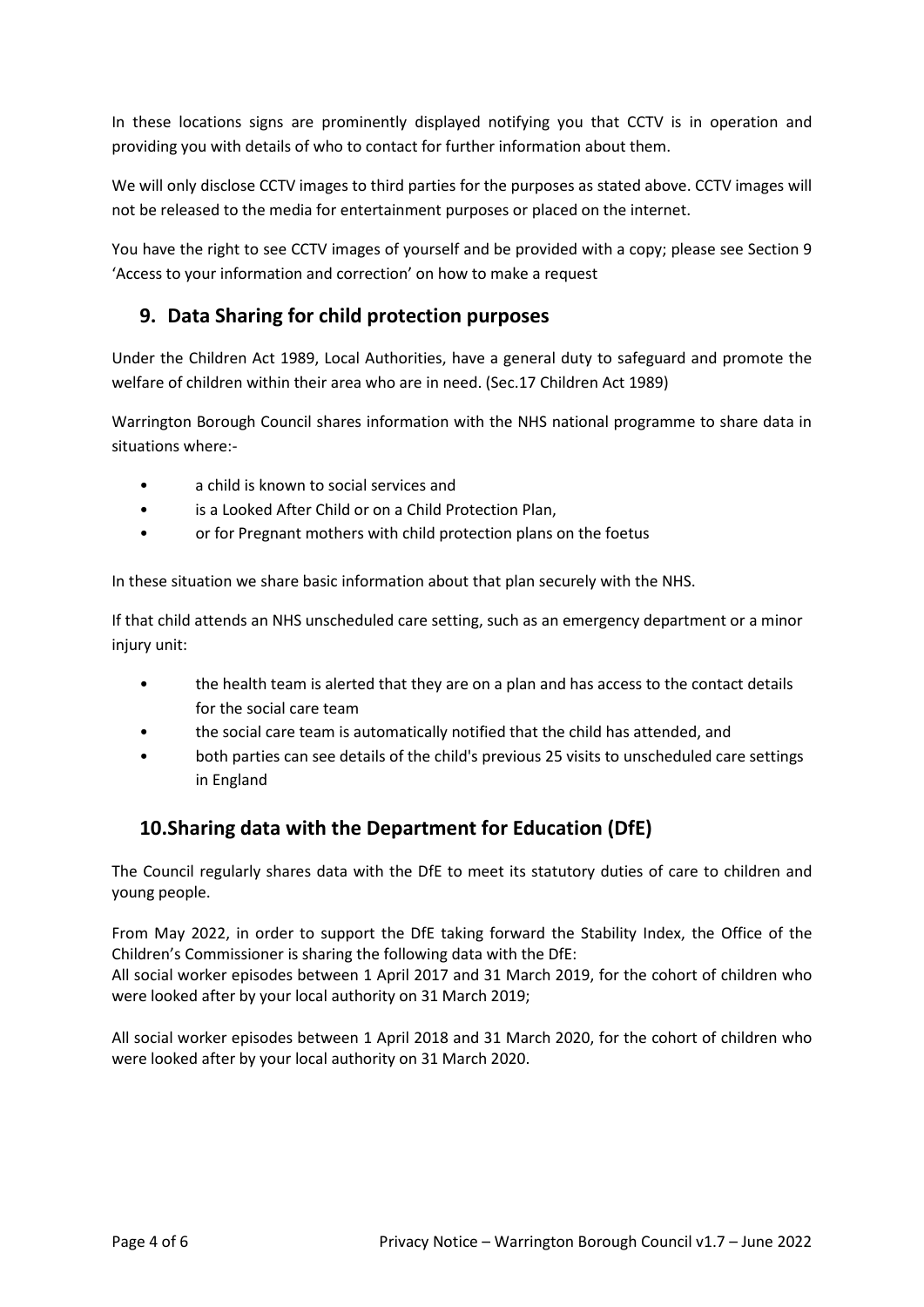In these locations signs are prominently displayed notifying you that CCTV is in operation and providing you with details of who to contact for further information about them.

We will only disclose CCTV images to third parties for the purposes as stated above. CCTV images will not be released to the media for entertainment purposes or placed on the internet.

You have the right to see CCTV images of yourself and be provided with a copy; please see Section 9 'Access to your information and correction' on how to make a request

## 9. Data Sharing for child protection purposes

Under the Children Act 1989, Local Authorities, have a general duty to safeguard and promote the welfare of children within their area who are in need. (Sec.17 Children Act 1989)

Warrington Borough Council shares information with the NHS national programme to share data in situations where:-

- a child is known to social services and
- is a Looked After Child or on a Child Protection Plan,
- or for Pregnant mothers with child protection plans on the foetus

In these situation we share basic information about that plan securely with the NHS.

If that child attends an NHS unscheduled care setting, such as an emergency department or a minor injury unit:

- the health team is alerted that they are on a plan and has access to the contact details for the social care team
- the social care team is automatically notified that the child has attended, and
- both parties can see details of the child's previous 25 visits to unscheduled care settings in England

## 10. Sharing data with the Department for Education (DfE)

The Council regularly shares data with the DfE to meet its statutory duties of care to children and young people.

From May 2022, in order to support the DfE taking forward the Stability Index, the Office of the Children's Commissioner is sharing the following data with the DfE:
All social worker episodes between 1 April 2017 and 31 March 2019, for the cohort of children who were looked after by your local authority on 31 March 2019;

All social worker episodes between 1 April 2018 and 31 March 2020, for the cohort of children who were looked after by your local authority on 31 March 2020.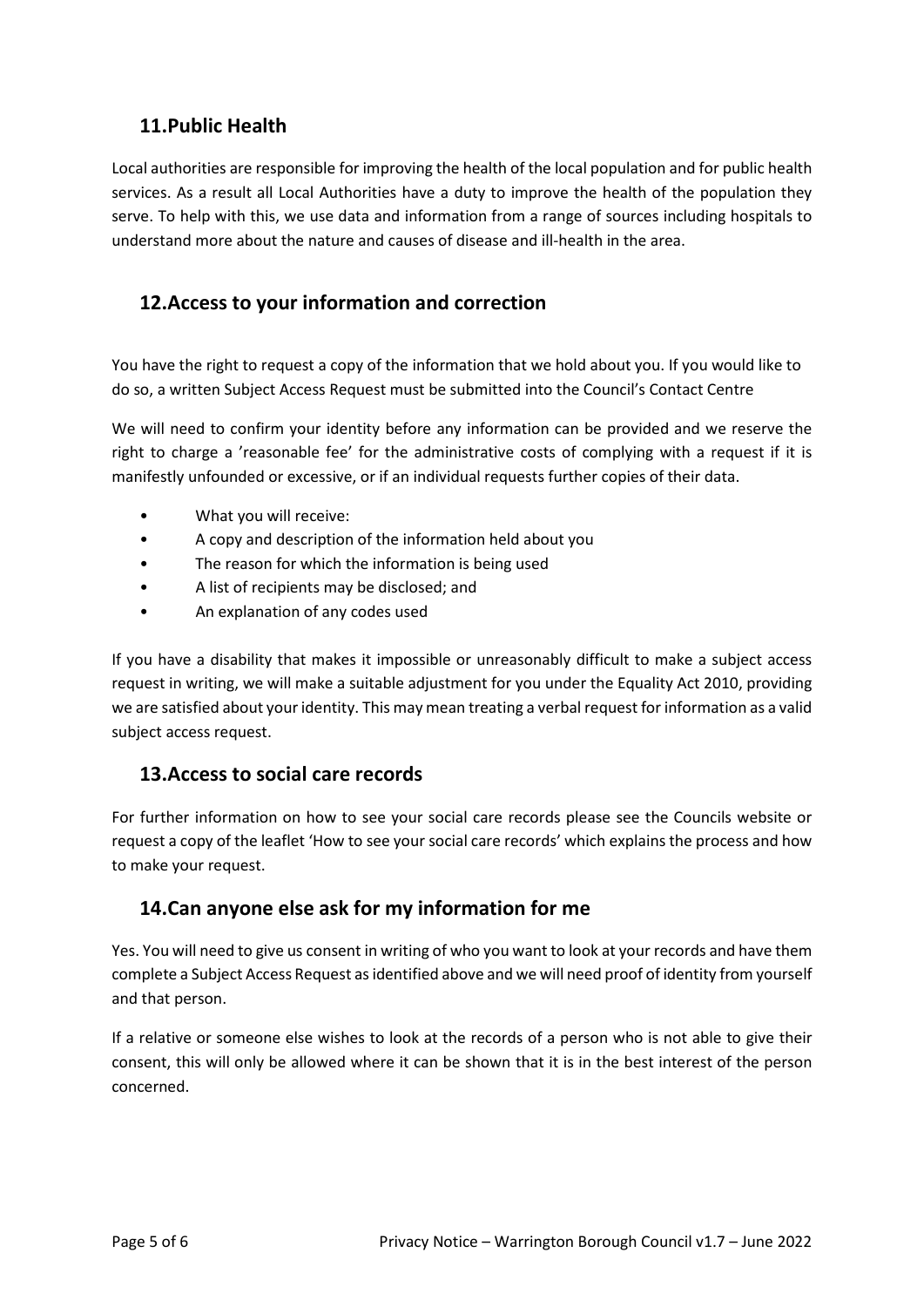## 11. Public Health

Local authorities are responsible for improving the health of the local population and for public health services. As a result all Local Authorities have a duty to improve the health of the population they serve. To help with this, we use data and information from a range of sources including hospitals to understand more about the nature and causes of disease and ill-health in the area.

## 12. Access to your information and correction

You have the right to request a copy of the information that we hold about you. If you would like to do so, a written Subject Access Request must be submitted into the Council's Contact Centre

We will need to confirm your identity before any information can be provided and we reserve the right to charge a 'reasonable fee' for the administrative costs of complying with a request if it is manifestly unfounded or excessive, or if an individual requests further copies of their data.

- What you will receive:
- A copy and description of the information held about you
- The reason for which the information is being used
- A list of recipients may be disclosed; and
- An explanation of any codes used

If you have a disability that makes it impossible or unreasonably difficult to make a subject access request in writing, we will make a suitable adjustment for you under the Equality Act 2010, providing we are satisfied about your identity. This may mean treating a verbal request for information as a valid subject access request.

## 13. Access to social care records

For further information on how to see your social care records please see the Councils website or request a copy of the leaflet 'How to see your social care records' which explains the process and how to make your request.

## 14. Can anyone else ask for my information for me

Yes. You will need to give us consent in writing of who you want to look at your records and have them complete a Subject Access Request as identified above and we will need proof of identity from yourself and that person.

If a relative or someone else wishes to look at the records of a person who is not able to give their consent, this will only be allowed where it can be shown that it is in the best interest of the person concerned.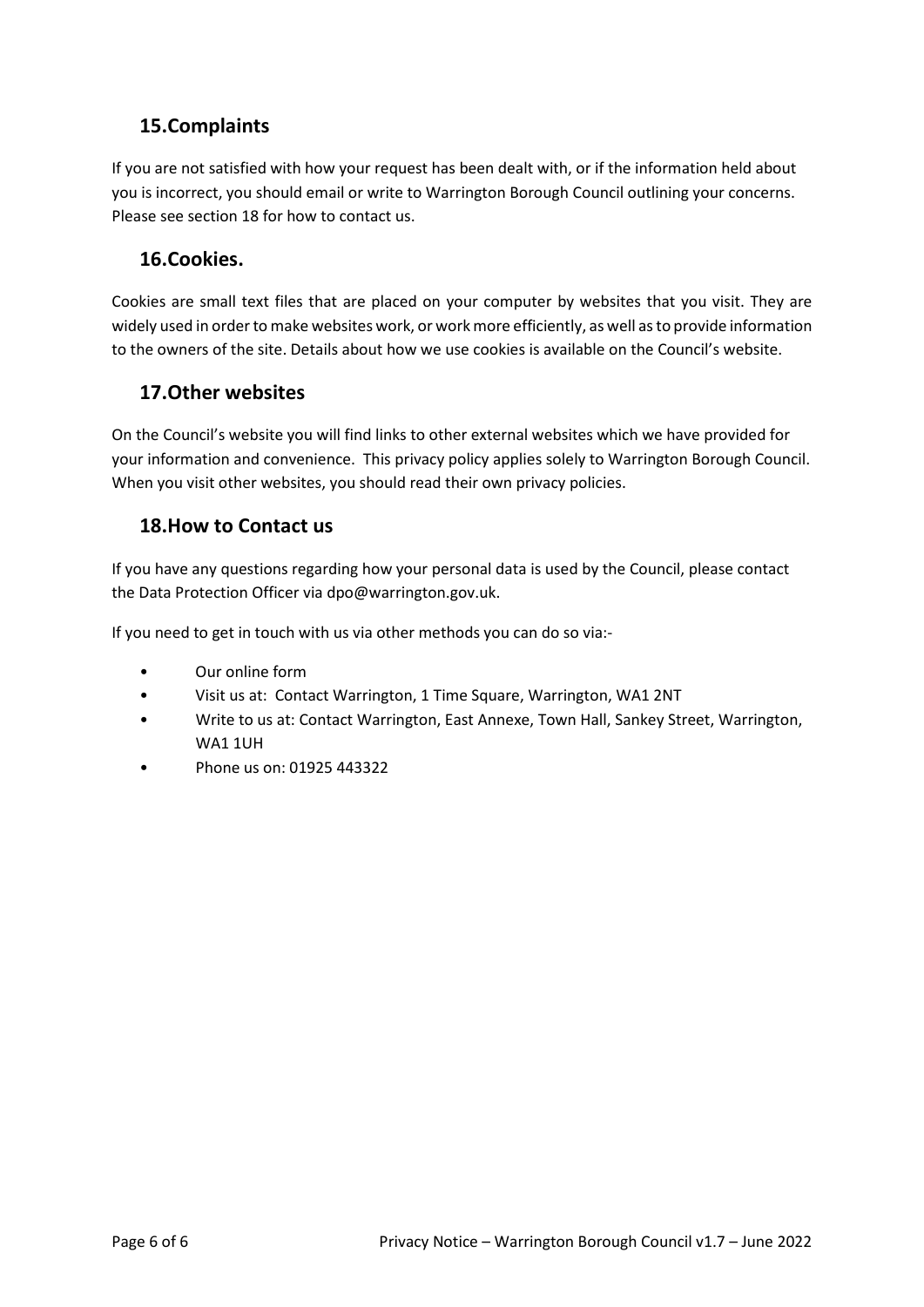## 15.Complaints

If you are not satisfied with how your request has been dealt with, or if the information held about you is incorrect, you should email or write to Warrington Borough Council outlining your concerns. Please see section 18 for how to contact us.

## 16.Cookies.

Cookies are small text files that are placed on your computer by websites that you visit. They are widely used in order to make websites work, or work more efficiently, as well as to provide information to the owners of the site. Details about how we use cookies is available on the Council's website.

## 17.Other websites

On the Council's website you will find links to other external websites which we have provided for your information and convenience. This privacy policy applies solely to Warrington Borough Council. When you visit other websites, you should read their own privacy policies.

## 18.How to Contact us

If you have any questions regarding how your personal data is used by the Council, please contact the Data Protection Officer via dpo@warrington.gov.uk.

If you need to get in touch with us via other methods you can do so via:-

- Our online form
- Visit us at: Contact Warrington, 1 Time Square, Warrington, WA1 2NT
- Write to us at: Contact Warrington, East Annexe, Town Hall, Sankey Street, Warrington, WA1 1UH
- Phone us on: 01925 443322